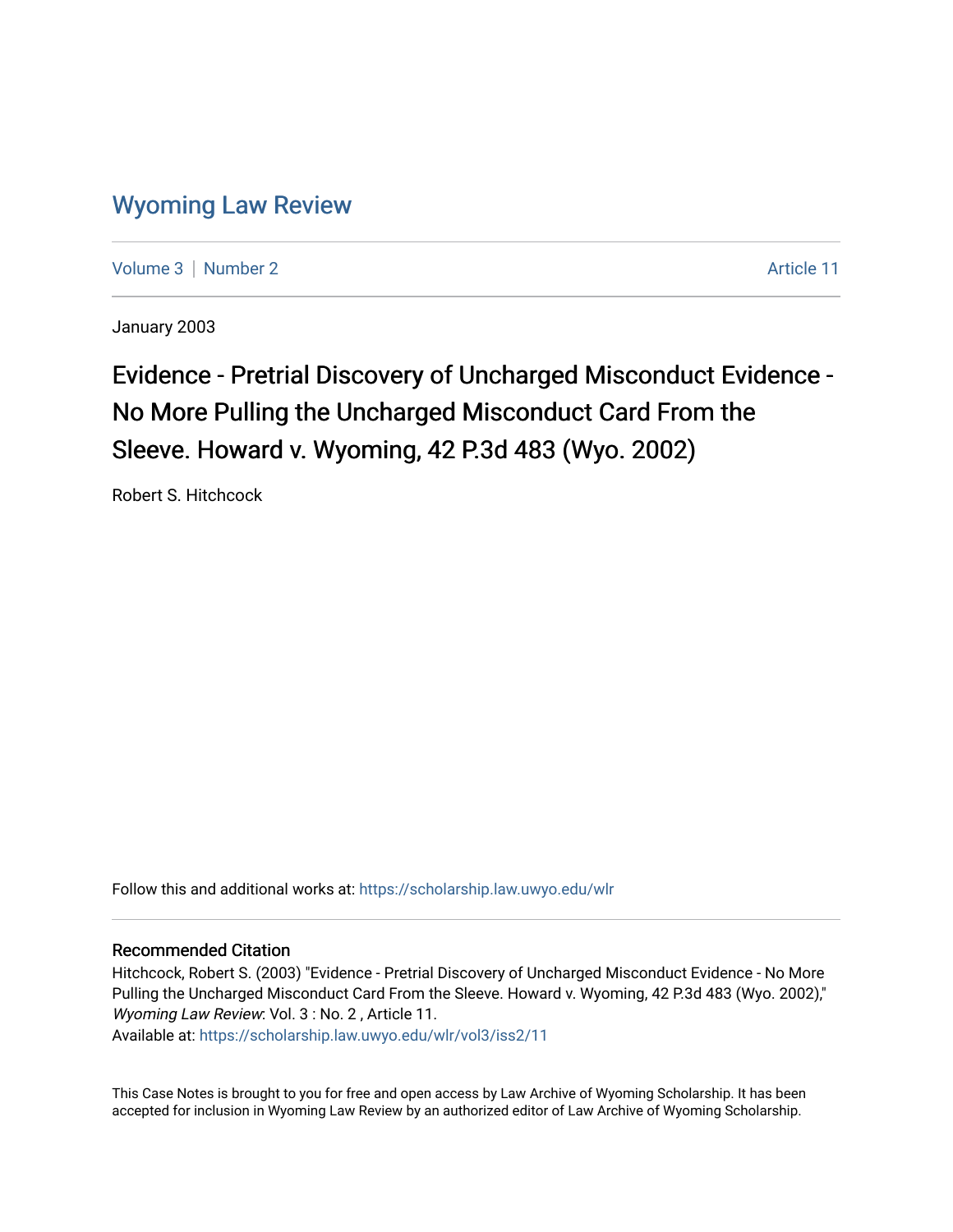# Wyoming Law Review

Volume 3 | Number 2 Article 11

January 2003

## Evidence - Pretrial Discovery of Uncharged Misconduct Evidence - No More Pulling the Uncharged Misconduct Card From the Sleeve. Howard v. Wyoming, 42 P.3d 483 (Wyo. 2002)

Robert S. Hitchcock

Follow this and additional works at: https://scholarship.law.uwyo.edu/wlr

### Recommended Citation

Hitchcock, Robert S. (2003) "Evidence - Pretrial Discovery of Uncharged Misconduct Evidence - No More Pulling the Uncharged Misconduct Card From the Sleeve. Howard v. Wyoming, 42 P.3d 483 (Wyo. 2002)," *Wyoming Law Review*: Vol. 3 : No. 2 , Article 11.
Available at: https://scholarship.law.uwyo.edu/wlr/vol3/iss2/11

This Case Notes is brought to you for free and open access by Law Archive of Wyoming Scholarship. It has been accepted for inclusion in Wyoming Law Review by an authorized editor of Law Archive of Wyoming Scholarship.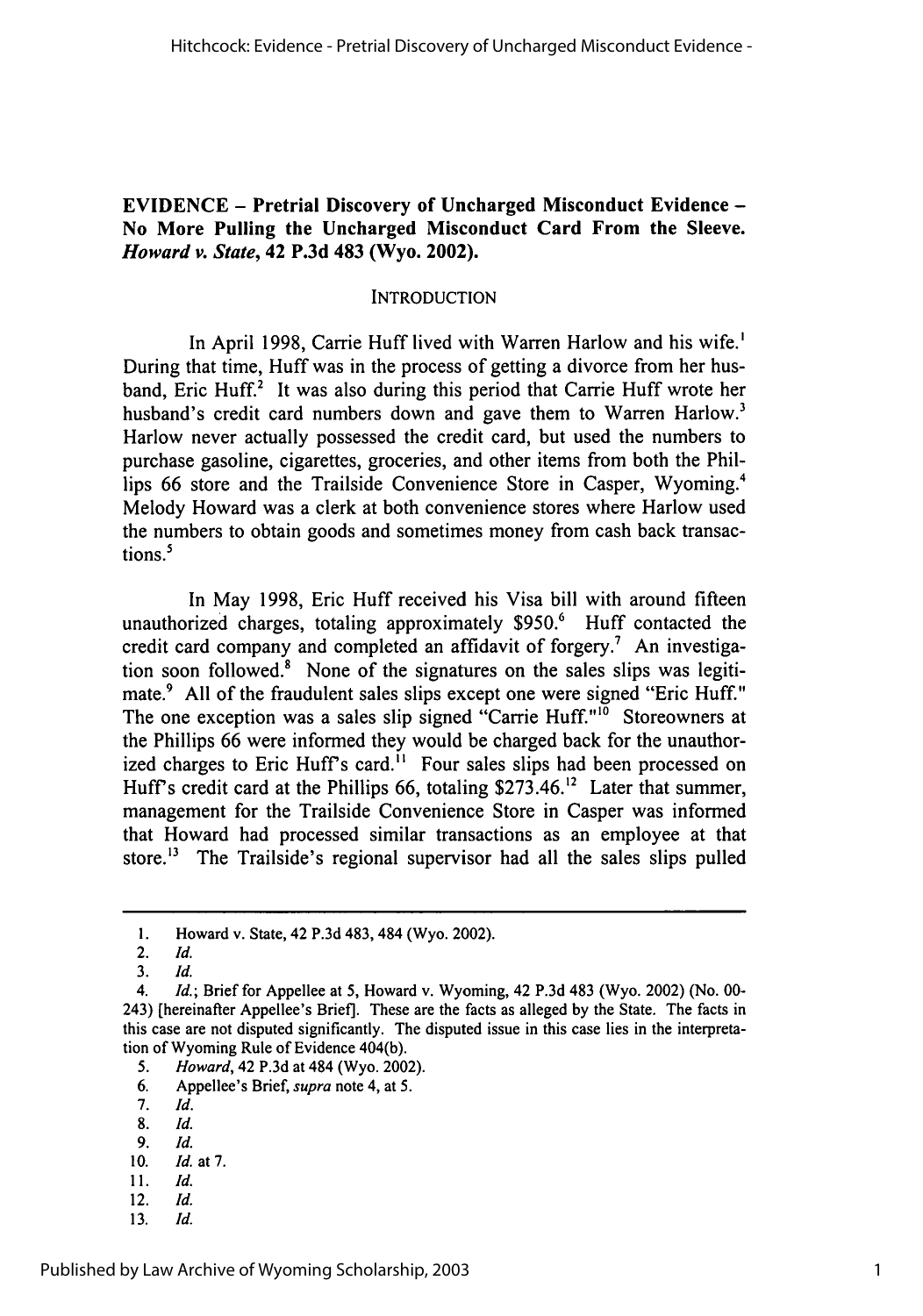**EVIDENCE – Pretrial Discovery of Uncharged Misconduct Evidence – No More Pulling the Uncharged Misconduct Card From the Sleeve.** ***Howard v. State*****, 42 P.3d 483 (Wyo. 2002).**

INTRODUCTION

In April 1998, Carrie Huff lived with Warren Harlow and his wife.[1] During that time, Huff was in the process of getting a divorce from her husband, Eric Huff.[2] It was also during this period that Carrie Huff wrote her husband's credit card numbers down and gave them to Warren Harlow.[3] Harlow never actually possessed the credit card, but used the numbers to purchase gasoline, cigarettes, groceries, and other items from both the Phillips 66 store and the Trailside Convenience Store in Casper, Wyoming.[4] Melody Howard was a clerk at both convenience stores where Harlow used the numbers to obtain goods and sometimes money from cash back transactions.[5]

In May 1998, Eric Huff received his Visa bill with around fifteen unauthorized charges, totaling approximately $950.[6] Huff contacted the credit card company and completed an affidavit of forgery.[7] An investigation soon followed.[8] None of the signatures on the sales slips was legitimate.[9] All of the fraudulent sales slips except one were signed "Eric Huff." The one exception was a sales slip signed "Carrie Huff."[10] Storeowners at the Phillips 66 were informed they would be charged back for the unauthorized charges to Eric Huff's card.[11] Four sales slips had been processed on Huff's credit card at the Phillips 66, totaling $273.46.[12] Later that summer, management for the Trailside Convenience Store in Casper was informed that Howard had processed similar transactions as an employee at that store.[13] The Trailside's regional supervisor had all the sales slips pulled

---

1. Howard v. State, 42 P.3d 483, 484 (Wyo. 2002).
2. *Id.*
3. *Id.*
4. *Id.*; Brief for Appellee at 5, Howard v. Wyoming, 42 P.3d 483 (Wyo. 2002) (No. 00-243) [hereinafter Appellee's Brief]. These are the facts as alleged by the State. The facts in this case are not disputed significantly. The disputed issue in this case lies in the interpretation of Wyoming Rule of Evidence 404(b).
5. *Howard*, 42 P.3d at 484 (Wyo. 2002).
6. Appellee's Brief, *supra* note 4, at 5.
7. *Id.*
8. *Id.*
9. *Id.*
10. *Id.* at 7.
11. *Id.*
12. *Id.*
13. *Id.*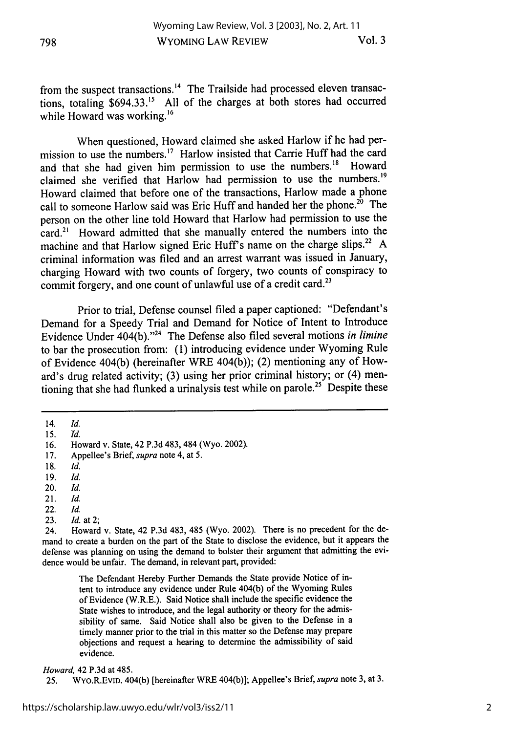from the suspect transactions.[14] The Trailside had processed eleven transactions, totaling $694.33.[15] All of the charges at both stores had occurred while Howard was working.[16]

When questioned, Howard claimed she asked Harlow if he had permission to use the numbers.[17] Harlow insisted that Carrie Huff had the card and that she had given him permission to use the numbers.[18] Howard claimed she verified that Harlow had permission to use the numbers.[19] Howard claimed that before one of the transactions, Harlow made a phone call to someone Harlow said was Eric Huff and handed her the phone.[20] The person on the other line told Howard that Harlow had permission to use the card.[21] Howard admitted that she manually entered the numbers into the machine and that Harlow signed Eric Huff's name on the charge slips.[22] A criminal information was filed and an arrest warrant was issued in January, charging Howard with two counts of forgery, two counts of conspiracy to commit forgery, and one count of unlawful use of a credit card.[23]

Prior to trial, Defense counsel filed a paper captioned: "Defendant's Demand for a Speedy Trial and Demand for Notice of Intent to Introduce Evidence Under 404(b)."[24] The Defense also filed several motions *in limine* to bar the prosecution from: (1) introducing evidence under Wyoming Rule of Evidence 404(b) (hereinafter WRE 404(b)); (2) mentioning any of Howard's drug related activity; (3) using her prior criminal history; or (4) mentioning that she had flunked a urinalysis test while on parole.[25] Despite these

---

14. *Id.*
15. *Id.*
16. Howard v. State, 42 P.3d 483, 484 (Wyo. 2002).
17. Appellee's Brief, *supra* note 4, at 5.
18. *Id.*
19. *Id.*
20. *Id.*
21. *Id.*
22. *Id.*
23. *Id.* at 2;
24. Howard v. State, 42 P.3d 483, 485 (Wyo. 2002). There is no precedent for the demand to create a burden on the part of the State to disclose the evidence, but it appears the defense was planning on using the demand to bolster their argument that admitting the evidence would be unfair. The demand, in relevant part, provided:

> The Defendant Hereby Further Demands the State provide Notice of intent to introduce any evidence under Rule 404(b) of the Wyoming Rules of Evidence (W.R.E.). Said Notice shall include the specific evidence the State wishes to introduce, and the legal authority or theory for the admissibility of same. Said Notice shall also be given to the Defense in a timely manner prior to the trial in this matter so the Defense may prepare objections and request a hearing to determine the admissibility of said evidence.

*Howard*, 42 P.3d at 485.

25. WYO.R.EVID. 404(b) [hereinafter WRE 404(b)]; Appellee's Brief, *supra* note 3, at 3.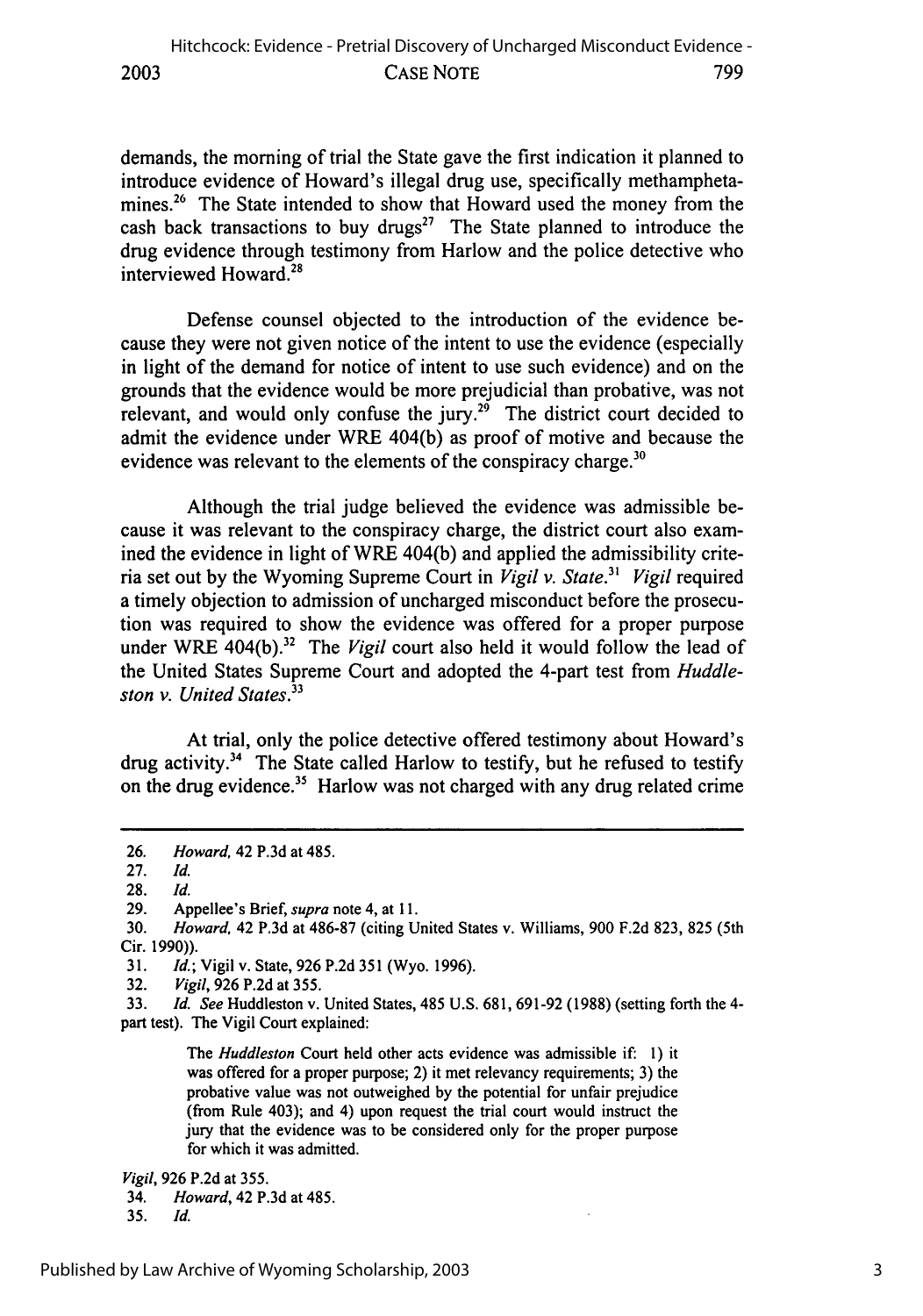demands, the morning of trial the State gave the first indication it planned to introduce evidence of Howard's illegal drug use, specifically methamphetamines.[26] The State intended to show that Howard used the money from the cash back transactions to buy drugs[27] The State planned to introduce the drug evidence through testimony from Harlow and the police detective who interviewed Howard.[28]

Defense counsel objected to the introduction of the evidence because they were not given notice of the intent to use the evidence (especially in light of the demand for notice of intent to use such evidence) and on the grounds that the evidence would be more prejudicial than probative, was not relevant, and would only confuse the jury.[29] The district court decided to admit the evidence under WRE 404(b) as proof of motive and because the evidence was relevant to the elements of the conspiracy charge.[30]

Although the trial judge believed the evidence was admissible because it was relevant to the conspiracy charge, the district court also examined the evidence in light of WRE 404(b) and applied the admissibility criteria set out by the Wyoming Supreme Court in *Vigil v. State*.[31] *Vigil* required a timely objection to admission of uncharged misconduct before the prosecution was required to show the evidence was offered for a proper purpose under WRE 404(b).[32] The *Vigil* court also held it would follow the lead of the United States Supreme Court and adopted the 4-part test from *Huddleston v. United States*.[33]

At trial, only the police detective offered testimony about Howard's drug activity.[34] The State called Harlow to testify, but he refused to testify on the drug evidence.[35] Harlow was not charged with any drug related crime

---

26. *Howard*, 42 P.3d at 485.
27. *Id.*
28. *Id.*
29. Appellee's Brief, *supra* note 4, at 11.
30. *Howard*, 42 P.3d at 486-87 (citing United States v. Williams, 900 F.2d 823, 825 (5th Cir. 1990)).
31. *Id.*; Vigil v. State, 926 P.2d 351 (Wyo. 1996).
32. *Vigil*, 926 P.2d at 355.
33. *Id. See* Huddleston v. United States, 485 U.S. 681, 691-92 (1988) (setting forth the 4-part test). The Vigil Court explained:

> The *Huddleston* Court held other acts evidence was admissible if: 1) it was offered for a proper purpose; 2) it met relevancy requirements; 3) the probative value was not outweighed by the potential for unfair prejudice (from Rule 403); and 4) upon request the trial court would instruct the jury that the evidence was to be considered only for the proper purpose for which it was admitted.

*Vigil*, 926 P.2d at 355.

34. *Howard*, 42 P.3d at 485.
35. *Id.*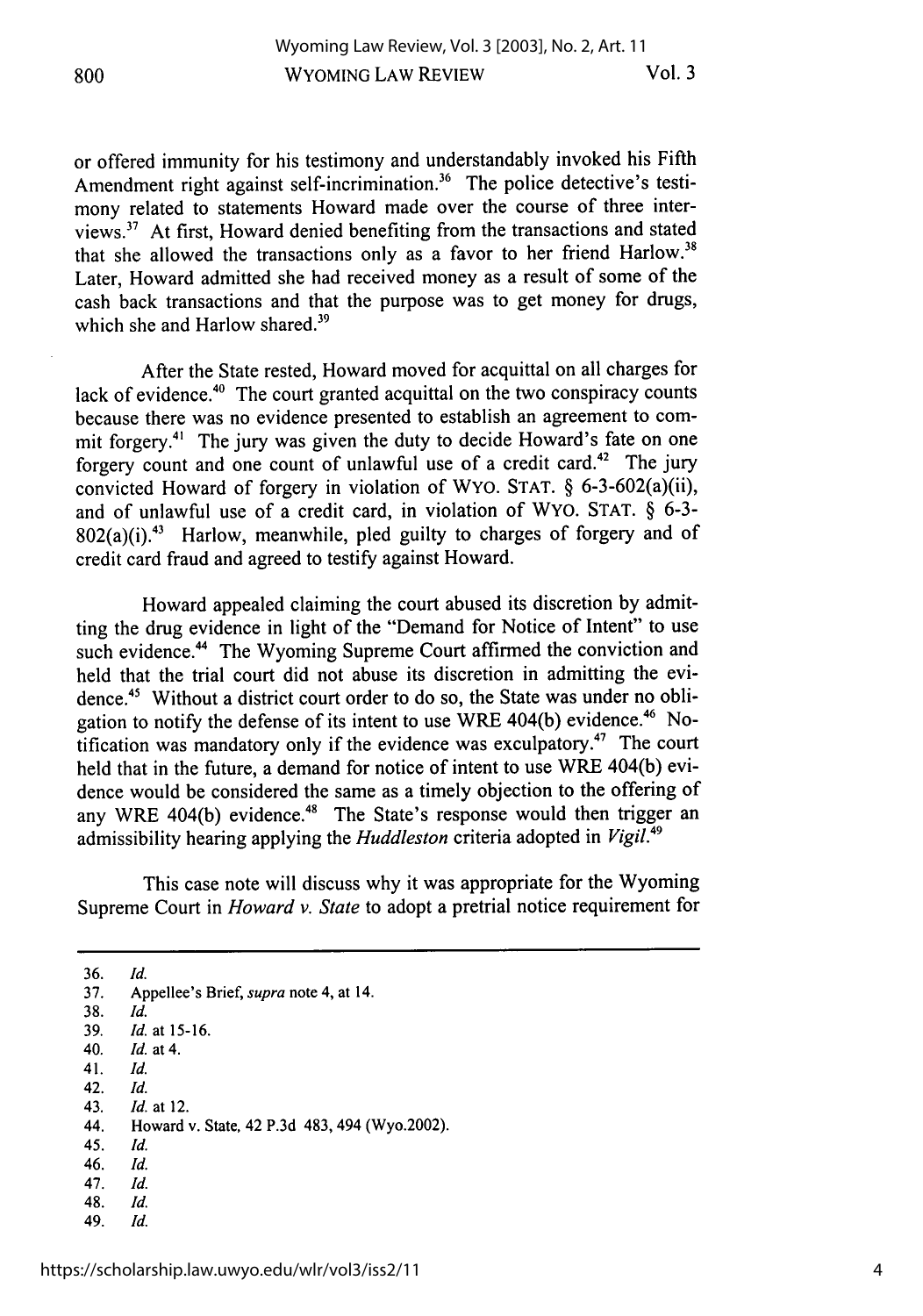or offered immunity for his testimony and understandably invoked his Fifth Amendment right against self-incrimination.[36] The police detective's testimony related to statements Howard made over the course of three interviews.[37] At first, Howard denied benefiting from the transactions and stated that she allowed the transactions only as a favor to her friend Harlow.[38] Later, Howard admitted she had received money as a result of some of the cash back transactions and that the purpose was to get money for drugs, which she and Harlow shared.[39]

After the State rested, Howard moved for acquittal on all charges for lack of evidence.[40] The court granted acquittal on the two conspiracy counts because there was no evidence presented to establish an agreement to commit forgery.[41] The jury was given the duty to decide Howard's fate on one forgery count and one count of unlawful use of a credit card.[42] The jury convicted Howard of forgery in violation of WYO. STAT. § 6-3-602(a)(ii), and of unlawful use of a credit card, in violation of WYO. STAT. § 6-3-802(a)(i).[43] Harlow, meanwhile, pled guilty to charges of forgery and of credit card fraud and agreed to testify against Howard.

Howard appealed claiming the court abused its discretion by admitting the drug evidence in light of the "Demand for Notice of Intent" to use such evidence.[44] The Wyoming Supreme Court affirmed the conviction and held that the trial court did not abuse its discretion in admitting the evidence.[45] Without a district court order to do so, the State was under no obligation to notify the defense of its intent to use WRE 404(b) evidence.[46] Notification was mandatory only if the evidence was exculpatory.[47] The court held that in the future, a demand for notice of intent to use WRE 404(b) evidence would be considered the same as a timely objection to the offering of any WRE 404(b) evidence.[48] The State's response would then trigger an admissibility hearing applying the *Huddleston* criteria adopted in *Vigil*.[49]

This case note will discuss why it was appropriate for the Wyoming Supreme Court in *Howard v. State* to adopt a pretrial notice requirement for

---

36. *Id.*
37. Appellee's Brief, *supra* note 4, at 14.
38. *Id.*
39. *Id.* at 15-16.
40. *Id.* at 4.
41. *Id.*
42. *Id.*
43. *Id.* at 12.
44. Howard v. State, 42 P.3d 483, 494 (Wyo.2002).
45. *Id.*
46. *Id.*
47. *Id.*
48. *Id.*
49. *Id.*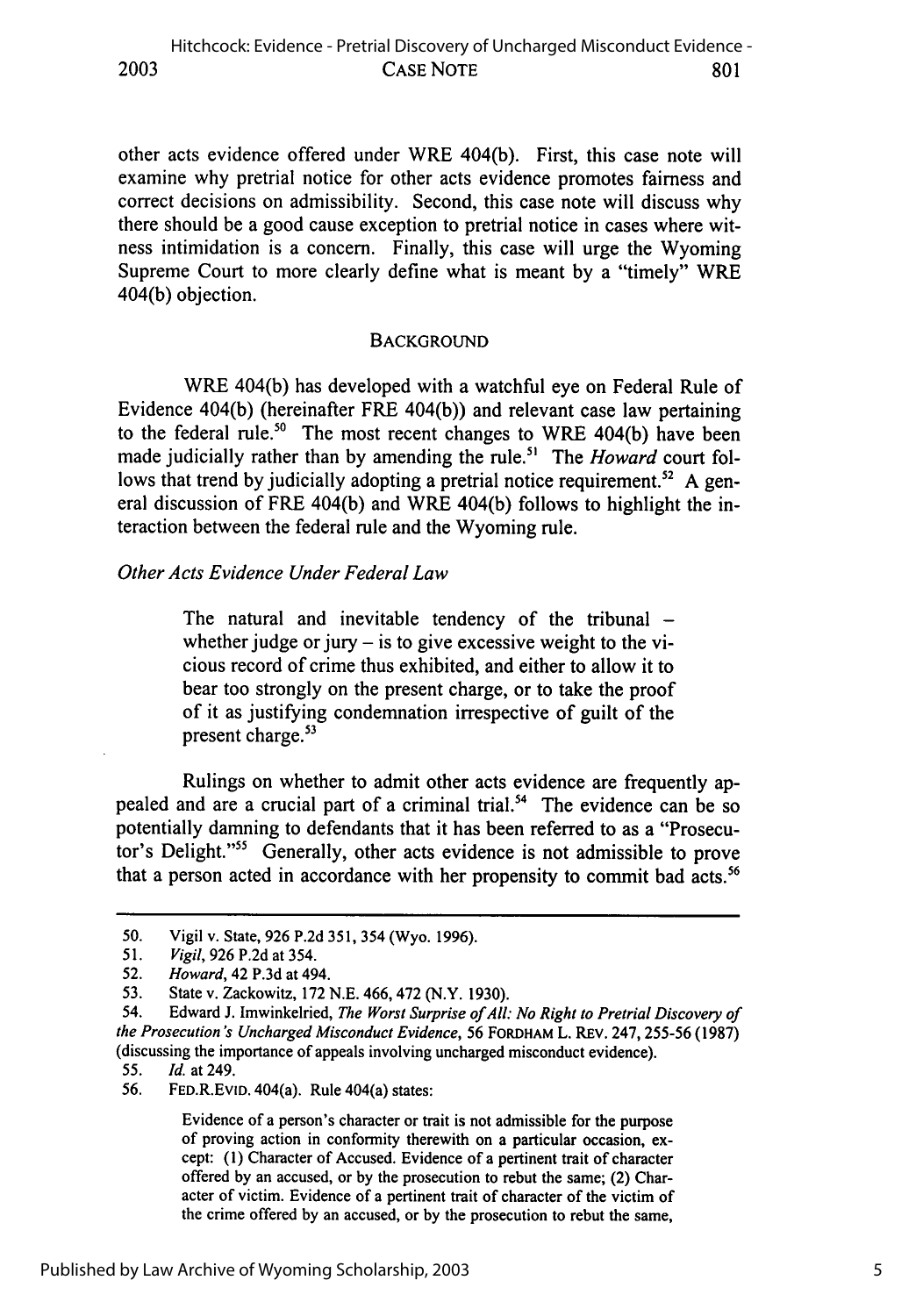other acts evidence offered under WRE 404(b). First, this case note will examine why pretrial notice for other acts evidence promotes fairness and correct decisions on admissibility. Second, this case note will discuss why there should be a good cause exception to pretrial notice in cases where witness intimidation is a concern. Finally, this case will urge the Wyoming Supreme Court to more clearly define what is meant by a "timely" WRE 404(b) objection.

## BACKGROUND

WRE 404(b) has developed with a watchful eye on Federal Rule of Evidence 404(b) (hereinafter FRE 404(b)) and relevant case law pertaining to the federal rule.[50] The most recent changes to WRE 404(b) have been made judicially rather than by amending the rule.[51] The *Howard* court follows that trend by judicially adopting a pretrial notice requirement.[52] A general discussion of FRE 404(b) and WRE 404(b) follows to highlight the interaction between the federal rule and the Wyoming rule.

### *Other Acts Evidence Under Federal Law*

> The natural and inevitable tendency of the tribunal – whether judge or jury – is to give excessive weight to the vicious record of crime thus exhibited, and either to allow it to bear too strongly on the present charge, or to take the proof of it as justifying condemnation irrespective of guilt of the present charge.[53]

Rulings on whether to admit other acts evidence are frequently appealed and are a crucial part of a criminal trial.[54] The evidence can be so potentially damning to defendants that it has been referred to as a "Prosecutor's Delight."[55] Generally, other acts evidence is not admissible to prove that a person acted in accordance with her propensity to commit bad acts.[56]

---

50. Vigil v. State, 926 P.2d 351, 354 (Wyo. 1996).

51. *Vigil*, 926 P.2d at 354.

52. *Howard*, 42 P.3d at 494.

53. State v. Zackowitz, 172 N.E. 466, 472 (N.Y. 1930).

54. Edward J. Imwinkelried, *The Worst Surprise of All: No Right to Pretrial Discovery of the Prosecution's Uncharged Misconduct Evidence*, 56 FORDHAM L. REV. 247, 255-56 (1987) (discussing the importance of appeals involving uncharged misconduct evidence).

55. *Id.* at 249.

56. FED.R.EVID. 404(a). Rule 404(a) states:

> Evidence of a person's character or trait is not admissible for the purpose of proving action in conformity therewith on a particular occasion, except: (1) Character of Accused. Evidence of a pertinent trait of character offered by an accused, or by the prosecution to rebut the same; (2) Character of victim. Evidence of a pertinent trait of character of the victim of the crime offered by an accused, or by the prosecution to rebut the same,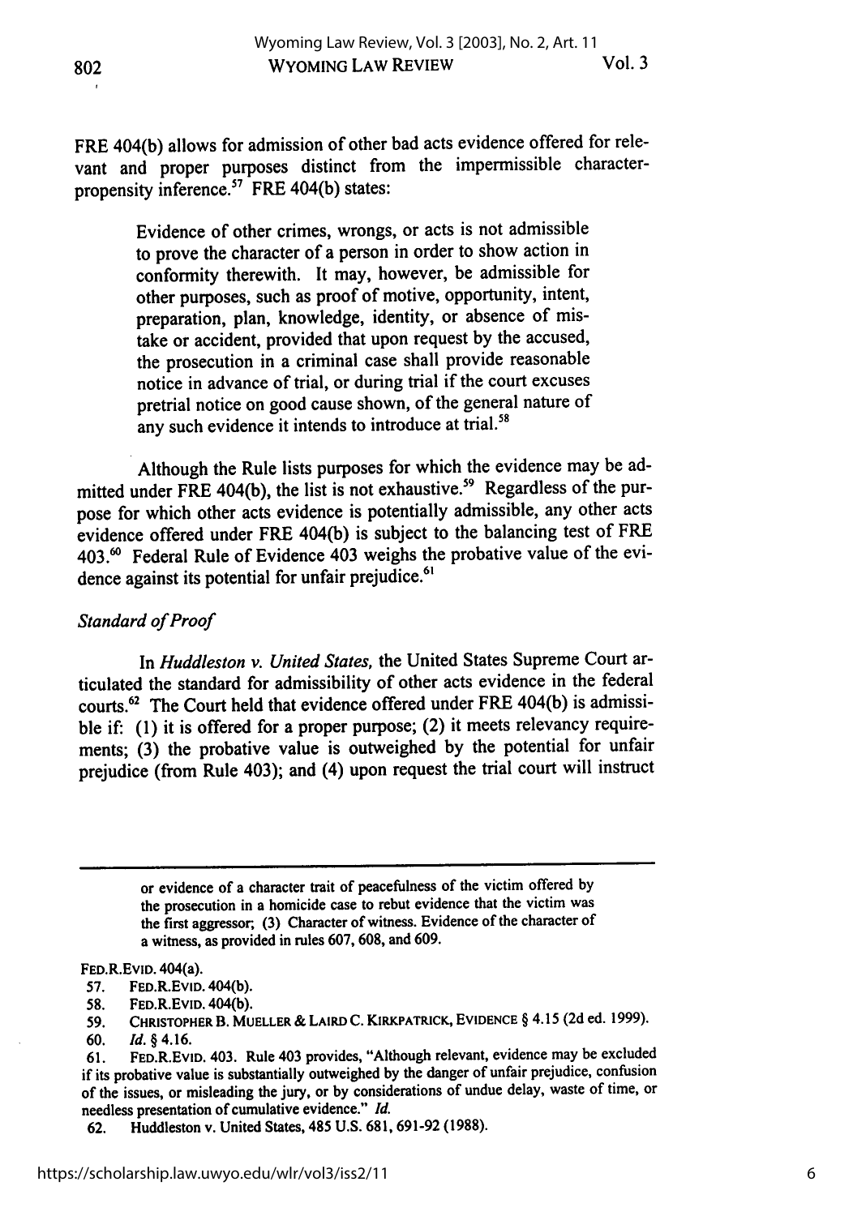FRE 404(b) allows for admission of other bad acts evidence offered for relevant and proper purposes distinct from the impermissible character-propensity inference.[57] FRE 404(b) states:

> Evidence of other crimes, wrongs, or acts is not admissible to prove the character of a person in order to show action in conformity therewith. It may, however, be admissible for other purposes, such as proof of motive, opportunity, intent, preparation, plan, knowledge, identity, or absence of mistake or accident, provided that upon request by the accused, the prosecution in a criminal case shall provide reasonable notice in advance of trial, or during trial if the court excuses pretrial notice on good cause shown, of the general nature of any such evidence it intends to introduce at trial.[58]

Although the Rule lists purposes for which the evidence may be admitted under FRE 404(b), the list is not exhaustive.[59] Regardless of the purpose for which other acts evidence is potentially admissible, any other acts evidence offered under FRE 404(b) is subject to the balancing test of FRE 403.[60] Federal Rule of Evidence 403 weighs the probative value of the evidence against its potential for unfair prejudice.[61]

*Standard of Proof*

In *Huddleston v. United States*, the United States Supreme Court articulated the standard for admissibility of other acts evidence in the federal courts.[62] The Court held that evidence offered under FRE 404(b) is admissible if: (1) it is offered for a proper purpose; (2) it meets relevancy requirements; (3) the probative value is outweighed by the potential for unfair prejudice (from Rule 403); and (4) upon request the trial court will instruct

---

> or evidence of a character trait of peacefulness of the victim offered by the prosecution in a homicide case to rebut evidence that the victim was the first aggressor; (3) Character of witness. Evidence of the character of a witness, as provided in rules 607, 608, and 609.

FED.R.EVID. 404(a).

57. FED.R.EVID. 404(b).

58. FED.R.EVID. 404(b).

59. CHRISTOPHER B. MUELLER & LAIRD C. KIRKPATRICK, EVIDENCE § 4.15 (2d ed. 1999).

60. *Id.* § 4.16.

61. FED.R.EVID. 403. Rule 403 provides, "Although relevant, evidence may be excluded if its probative value is substantially outweighed by the danger of unfair prejudice, confusion of the issues, or misleading the jury, or by considerations of undue delay, waste of time, or needless presentation of cumulative evidence." *Id.*

62. Huddleston v. United States, 485 U.S. 681, 691-92 (1988).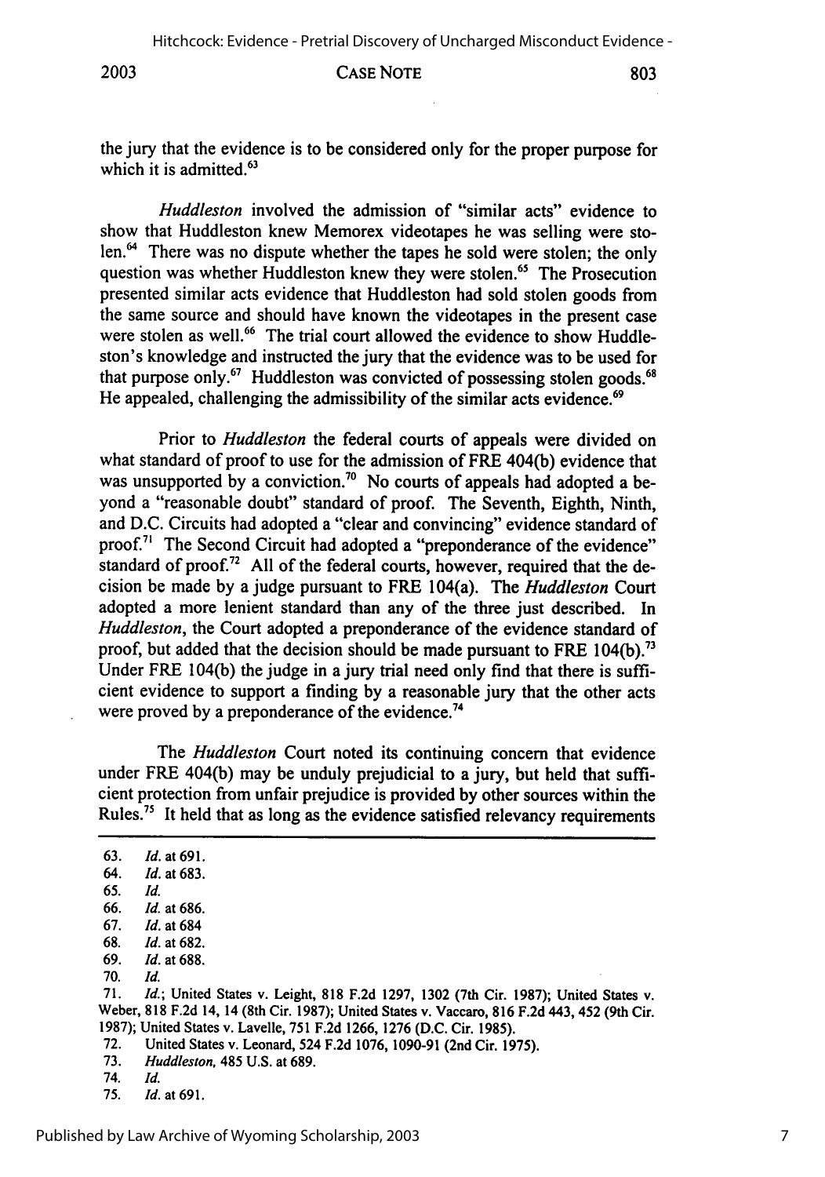the jury that the evidence is to be considered only for the proper purpose for which it is admitted.[63]

*Huddleston* involved the admission of "similar acts" evidence to show that Huddleston knew Memorex videotapes he was selling were stolen.[64] There was no dispute whether the tapes he sold were stolen; the only question was whether Huddleston knew they were stolen.[65] The Prosecution presented similar acts evidence that Huddleston had sold stolen goods from the same source and should have known the videotapes in the present case were stolen as well.[66] The trial court allowed the evidence to show Huddleston's knowledge and instructed the jury that the evidence was to be used for that purpose only.[67] Huddleston was convicted of possessing stolen goods.[68] He appealed, challenging the admissibility of the similar acts evidence.[69]

Prior to *Huddleston* the federal courts of appeals were divided on what standard of proof to use for the admission of FRE 404(b) evidence that was unsupported by a conviction.[70] No courts of appeals had adopted a beyond a "reasonable doubt" standard of proof. The Seventh, Eighth, Ninth, and D.C. Circuits had adopted a "clear and convincing" evidence standard of proof.[71] The Second Circuit had adopted a "preponderance of the evidence" standard of proof.[72] All of the federal courts, however, required that the decision be made by a judge pursuant to FRE 104(a). The *Huddleston* Court adopted a more lenient standard than any of the three just described. In *Huddleston*, the Court adopted a preponderance of the evidence standard of proof, but added that the decision should be made pursuant to FRE 104(b).[73] Under FRE 104(b) the judge in a jury trial need only find that there is sufficient evidence to support a finding by a reasonable jury that the other acts were proved by a preponderance of the evidence.[74]

The *Huddleston* Court noted its continuing concern that evidence under FRE 404(b) may be unduly prejudicial to a jury, but held that sufficient protection from unfair prejudice is provided by other sources within the Rules.[75] It held that as long as the evidence satisfied relevancy requirements

---

63. *Id.* at 691.
64. *Id.* at 683.
65. *Id.*
66. *Id.* at 686.
67. *Id.* at 684
68. *Id.* at 682.
69. *Id.* at 688.
70. *Id.*
71. *Id.*; United States v. Leight, 818 F.2d 1297, 1302 (7th Cir. 1987); United States v. Weber, 818 F.2d 14, 14 (8th Cir. 1987); United States v. Vaccaro, 816 F.2d 443, 452 (9th Cir. 1987); United States v. Lavelle, 751 F.2d 1266, 1276 (D.C. Cir. 1985).
72. United States v. Leonard, 524 F.2d 1076, 1090-91 (2nd Cir. 1975).
73. *Huddleston*, 485 U.S. at 689.
74. *Id.*
75. *Id.* at 691.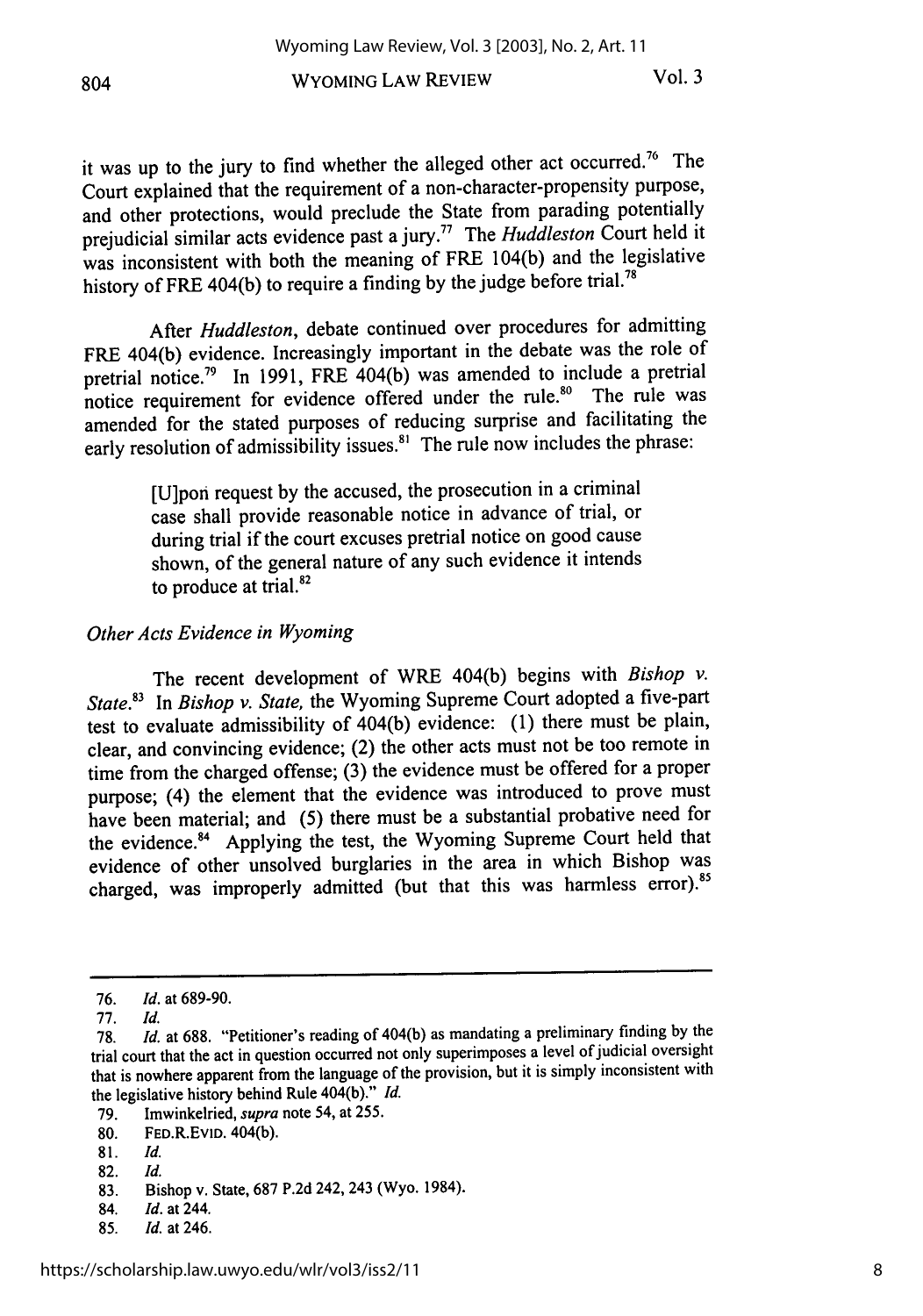it was up to the jury to find whether the alleged other act occurred.[76] The Court explained that the requirement of a non-character-propensity purpose, and other protections, would preclude the State from parading potentially prejudicial similar acts evidence past a jury.[77] The *Huddleston* Court held it was inconsistent with both the meaning of FRE 104(b) and the legislative history of FRE 404(b) to require a finding by the judge before trial.[78]

After *Huddleston*, debate continued over procedures for admitting FRE 404(b) evidence. Increasingly important in the debate was the role of pretrial notice.[79] In 1991, FRE 404(b) was amended to include a pretrial notice requirement for evidence offered under the rule.[80] The rule was amended for the stated purposes of reducing surprise and facilitating the early resolution of admissibility issues.[81] The rule now includes the phrase:

> [U]pon request by the accused, the prosecution in a criminal case shall provide reasonable notice in advance of trial, or during trial if the court excuses pretrial notice on good cause shown, of the general nature of any such evidence it intends to produce at trial.[82]

*Other Acts Evidence in Wyoming*

The recent development of WRE 404(b) begins with *Bishop v. State*.[83] In *Bishop v. State*, the Wyoming Supreme Court adopted a five-part test to evaluate admissibility of 404(b) evidence: (1) there must be plain, clear, and convincing evidence; (2) the other acts must not be too remote in time from the charged offense; (3) the evidence must be offered for a proper purpose; (4) the element that the evidence was introduced to prove must have been material; and (5) there must be a substantial probative need for the evidence.[84] Applying the test, the Wyoming Supreme Court held that evidence of other unsolved burglaries in the area in which Bishop was charged, was improperly admitted (but that this was harmless error).[85]

---

76. *Id.* at 689-90.
77. *Id.*
78. *Id.* at 688. "Petitioner's reading of 404(b) as mandating a preliminary finding by the trial court that the act in question occurred not only superimposes a level of judicial oversight that is nowhere apparent from the language of the provision, but it is simply inconsistent with the legislative history behind Rule 404(b)." *Id.*
79. Imwinkelried, *supra* note 54, at 255.
80. FED.R.EVID. 404(b).
81. *Id.*
82. *Id.*
83. Bishop v. State, 687 P.2d 242, 243 (Wyo. 1984).
84. *Id.* at 244.
85. *Id.* at 246.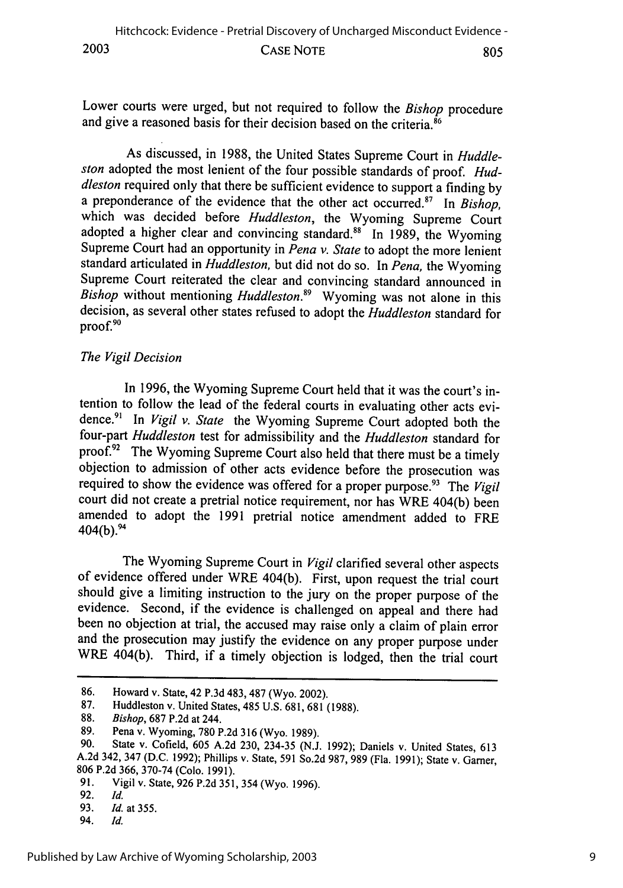Lower courts were urged, but not required to follow the *Bishop* procedure and give a reasoned basis for their decision based on the criteria.[86]

As discussed, in 1988, the United States Supreme Court in *Huddleston* adopted the most lenient of the four possible standards of proof. *Huddleston* required only that there be sufficient evidence to support a finding by a preponderance of the evidence that the other act occurred.[87] In *Bishop*, which was decided before *Huddleston*, the Wyoming Supreme Court adopted a higher clear and convincing standard.[88] In 1989, the Wyoming Supreme Court had an opportunity in *Pena v. State* to adopt the more lenient standard articulated in *Huddleston*, but did not do so. In *Pena*, the Wyoming Supreme Court reiterated the clear and convincing standard announced in *Bishop* without mentioning *Huddleston*.[89] Wyoming was not alone in this decision, as several other states refused to adopt the *Huddleston* standard for proof.[90]

*The Vigil Decision*

In 1996, the Wyoming Supreme Court held that it was the court's intention to follow the lead of the federal courts in evaluating other acts evidence.[91] In *Vigil v. State* the Wyoming Supreme Court adopted both the four-part *Huddleston* test for admissibility and the *Huddleston* standard for proof.[92] The Wyoming Supreme Court also held that there must be a timely objection to admission of other acts evidence before the prosecution was required to show the evidence was offered for a proper purpose.[93] The *Vigil* court did not create a pretrial notice requirement, nor has WRE 404(b) been amended to adopt the 1991 pretrial notice amendment added to FRE 404(b).[94]

The Wyoming Supreme Court in *Vigil* clarified several other aspects of evidence offered under WRE 404(b). First, upon request the trial court should give a limiting instruction to the jury on the proper purpose of the evidence. Second, if the evidence is challenged on appeal and there had been no objection at trial, the accused may raise only a claim of plain error and the prosecution may justify the evidence on any proper purpose under WRE 404(b). Third, if a timely objection is lodged, then the trial court

86. Howard v. State, 42 P.3d 483, 487 (Wyo. 2002).
87. Huddleston v. United States, 485 U.S. 681, 681 (1988).
88. *Bishop*, 687 P.2d at 244.
89. Pena v. Wyoming, 780 P.2d 316 (Wyo. 1989).
90. State v. Cofield, 605 A.2d 230, 234-35 (N.J. 1992); Daniels v. United States, 613 A.2d 342, 347 (D.C. 1992); Phillips v. State, 591 So.2d 987, 989 (Fla. 1991); State v. Garner, 806 P.2d 366, 370-74 (Colo. 1991).
91. Vigil v. State, 926 P.2d 351, 354 (Wyo. 1996).
92. *Id.*
93. *Id.* at 355.
94. *Id.*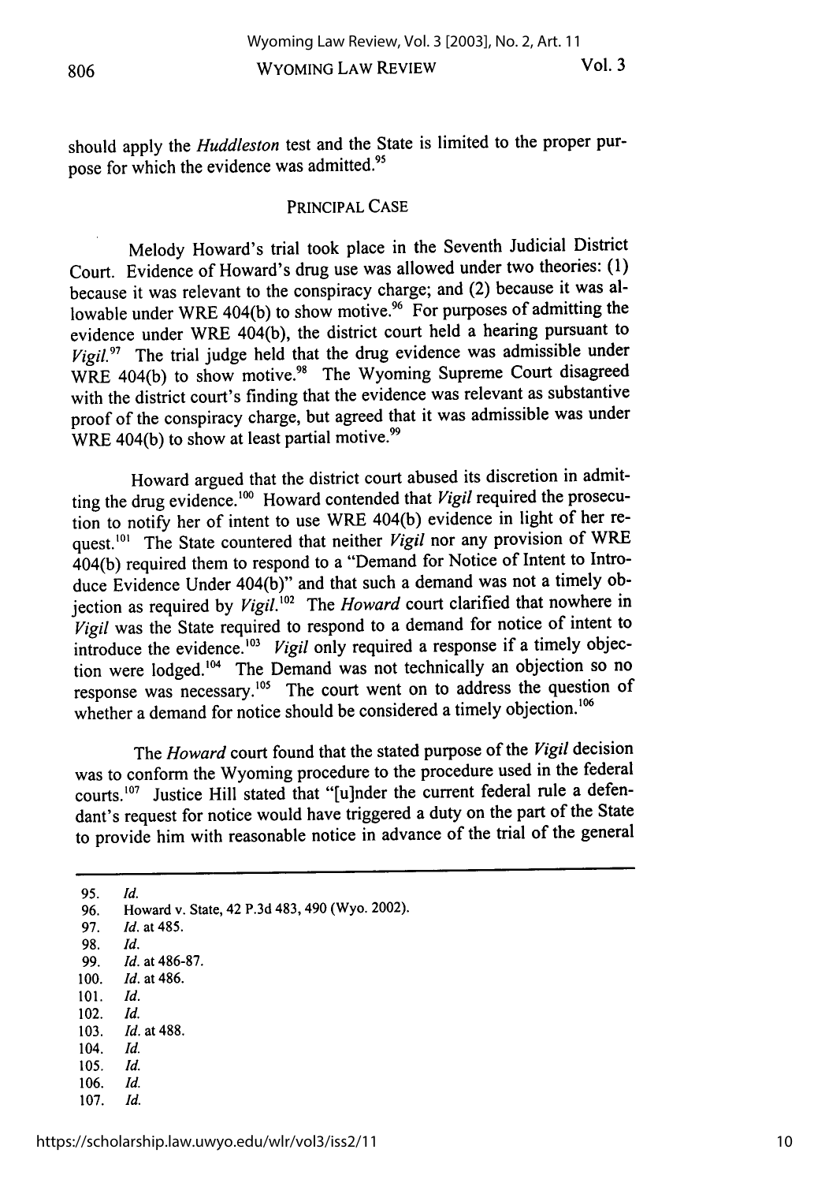should apply the *Huddleston* test and the State is limited to the proper purpose for which the evidence was admitted.[95]

## PRINCIPAL CASE

Melody Howard's trial took place in the Seventh Judicial District Court. Evidence of Howard's drug use was allowed under two theories: (1) because it was relevant to the conspiracy charge; and (2) because it was allowable under WRE 404(b) to show motive.[96] For purposes of admitting the evidence under WRE 404(b), the district court held a hearing pursuant to *Vigil*.[97] The trial judge held that the drug evidence was admissible under WRE 404(b) to show motive.[98] The Wyoming Supreme Court disagreed with the district court's finding that the evidence was relevant as substantive proof of the conspiracy charge, but agreed that it was admissible was under WRE 404(b) to show at least partial motive.[99]

Howard argued that the district court abused its discretion in admitting the drug evidence.[100] Howard contended that *Vigil* required the prosecution to notify her of intent to use WRE 404(b) evidence in light of her request.[101] The State countered that neither *Vigil* nor any provision of WRE 404(b) required them to respond to a "Demand for Notice of Intent to Introduce Evidence Under 404(b)" and that such a demand was not a timely objection as required by *Vigil*.[102] The *Howard* court clarified that nowhere in *Vigil* was the State required to respond to a demand for notice of intent to introduce the evidence.[103] *Vigil* only required a response if a timely objection were lodged.[104] The Demand was not technically an objection so no response was necessary.[105] The court went on to address the question of whether a demand for notice should be considered a timely objection.[106]

The *Howard* court found that the stated purpose of the *Vigil* decision was to conform the Wyoming procedure to the procedure used in the federal courts.[107] Justice Hill stated that "[u]nder the current federal rule a defendant's request for notice would have triggered a duty on the part of the State to provide him with reasonable notice in advance of the trial of the general

---

95. *Id.*
96. Howard v. State, 42 P.3d 483, 490 (Wyo. 2002).
97. *Id.* at 485.
98. *Id.*
99. *Id.* at 486-87.
100. *Id.* at 486.
101. *Id.*
102. *Id.*
103. *Id.* at 488.
104. *Id.*
105. *Id.*
106. *Id.*
107. *Id.*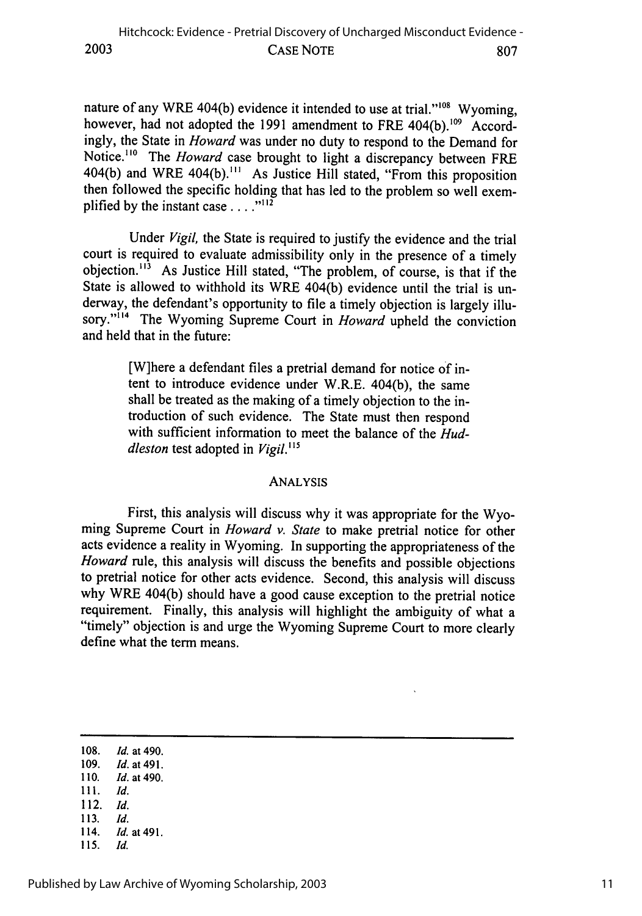nature of any WRE 404(b) evidence it intended to use at trial."[108] Wyoming, however, had not adopted the 1991 amendment to FRE 404(b).[109] Accordingly, the State in *Howard* was under no duty to respond to the Demand for Notice.[110] The *Howard* case brought to light a discrepancy between FRE 404(b) and WRE 404(b).[111] As Justice Hill stated, "From this proposition then followed the specific holding that has led to the problem so well exemplified by the instant case . . . ."[112]

Under *Vigil,* the State is required to justify the evidence and the trial court is required to evaluate admissibility only in the presence of a timely objection.[113] As Justice Hill stated, "The problem, of course, is that if the State is allowed to withhold its WRE 404(b) evidence until the trial is underway, the defendant's opportunity to file a timely objection is largely illusory."[114] The Wyoming Supreme Court in *Howard* upheld the conviction and held that in the future:

> [W]here a defendant files a pretrial demand for notice of intent to introduce evidence under W.R.E. 404(b), the same shall be treated as the making of a timely objection to the introduction of such evidence. The State must then respond with sufficient information to meet the balance of the *Huddleston* test adopted in *Vigil.*[115]

## ANALYSIS

First, this analysis will discuss why it was appropriate for the Wyoming Supreme Court in *Howard v. State* to make pretrial notice for other acts evidence a reality in Wyoming. In supporting the appropriateness of the *Howard* rule, this analysis will discuss the benefits and possible objections to pretrial notice for other acts evidence. Second, this analysis will discuss why WRE 404(b) should have a good cause exception to the pretrial notice requirement. Finally, this analysis will highlight the ambiguity of what a "timely" objection is and urge the Wyoming Supreme Court to more clearly define what the term means.

---

108. *Id.* at 490.
109. *Id.* at 491.
110. *Id.* at 490.
111. *Id.*
112. *Id.*
113. *Id.*
114. *Id.* at 491.
115. *Id.*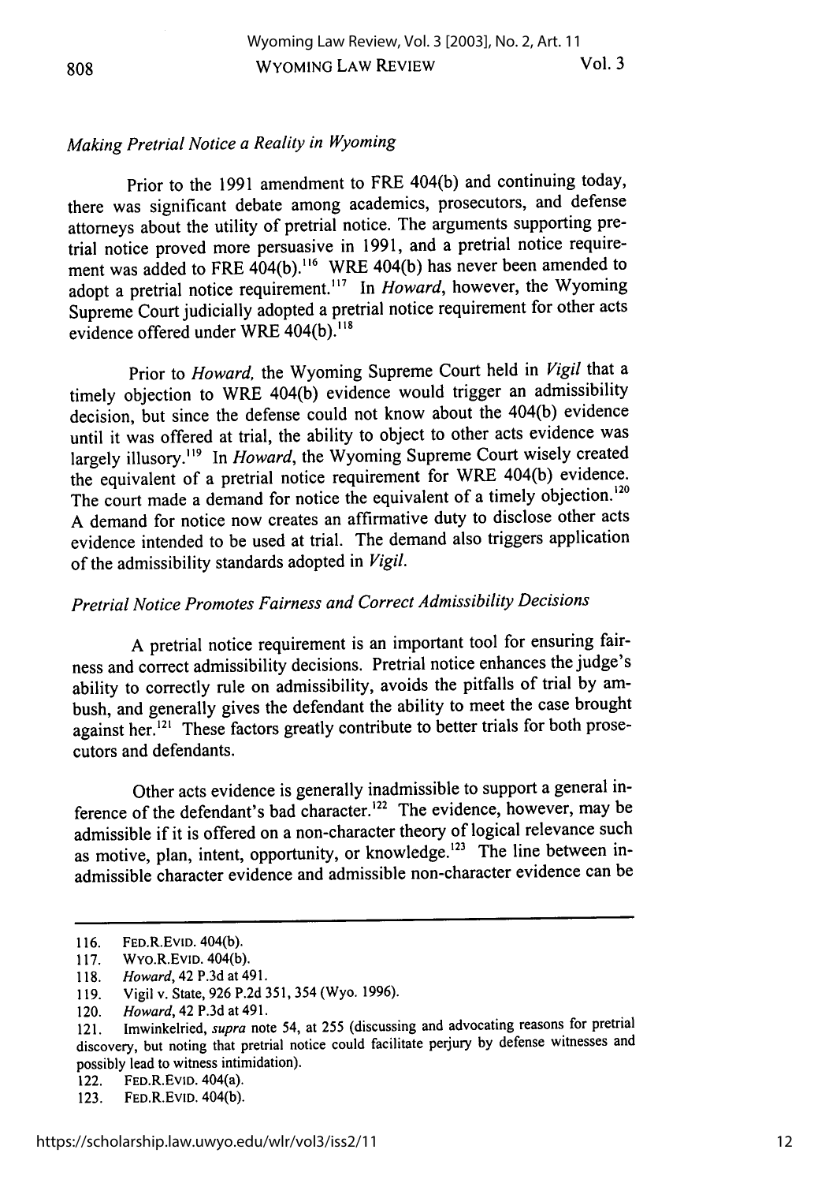*Making Pretrial Notice a Reality in Wyoming*

Prior to the 1991 amendment to FRE 404(b) and continuing today, there was significant debate among academics, prosecutors, and defense attorneys about the utility of pretrial notice. The arguments supporting pretrial notice proved more persuasive in 1991, and a pretrial notice requirement was added to FRE 404(b).[116] WRE 404(b) has never been amended to adopt a pretrial notice requirement.[117] In *Howard*, however, the Wyoming Supreme Court judicially adopted a pretrial notice requirement for other acts evidence offered under WRE 404(b).[118]

Prior to *Howard*, the Wyoming Supreme Court held in *Vigil* that a timely objection to WRE 404(b) evidence would trigger an admissibility decision, but since the defense could not know about the 404(b) evidence until it was offered at trial, the ability to object to other acts evidence was largely illusory.[119] In *Howard*, the Wyoming Supreme Court wisely created the equivalent of a pretrial notice requirement for WRE 404(b) evidence. The court made a demand for notice the equivalent of a timely objection.[120] A demand for notice now creates an affirmative duty to disclose other acts evidence intended to be used at trial. The demand also triggers application of the admissibility standards adopted in *Vigil*.

*Pretrial Notice Promotes Fairness and Correct Admissibility Decisions*

A pretrial notice requirement is an important tool for ensuring fairness and correct admissibility decisions. Pretrial notice enhances the judge's ability to correctly rule on admissibility, avoids the pitfalls of trial by ambush, and generally gives the defendant the ability to meet the case brought against her.[121] These factors greatly contribute to better trials for both prosecutors and defendants.

Other acts evidence is generally inadmissible to support a general inference of the defendant's bad character.[122] The evidence, however, may be admissible if it is offered on a non-character theory of logical relevance such as motive, plan, intent, opportunity, or knowledge.[123] The line between inadmissible character evidence and admissible non-character evidence can be

---

116. FED.R.EVID. 404(b).
117. WYO.R.EVID. 404(b).
118. *Howard*, 42 P.3d at 491.
119. Vigil v. State, 926 P.2d 351, 354 (Wyo. 1996).
120. *Howard*, 42 P.3d at 491.
121. Imwinkelried, *supra* note 54, at 255 (discussing and advocating reasons for pretrial discovery, but noting that pretrial notice could facilitate perjury by defense witnesses and possibly lead to witness intimidation).
122. FED.R.EVID. 404(a).
123. FED.R.EVID. 404(b).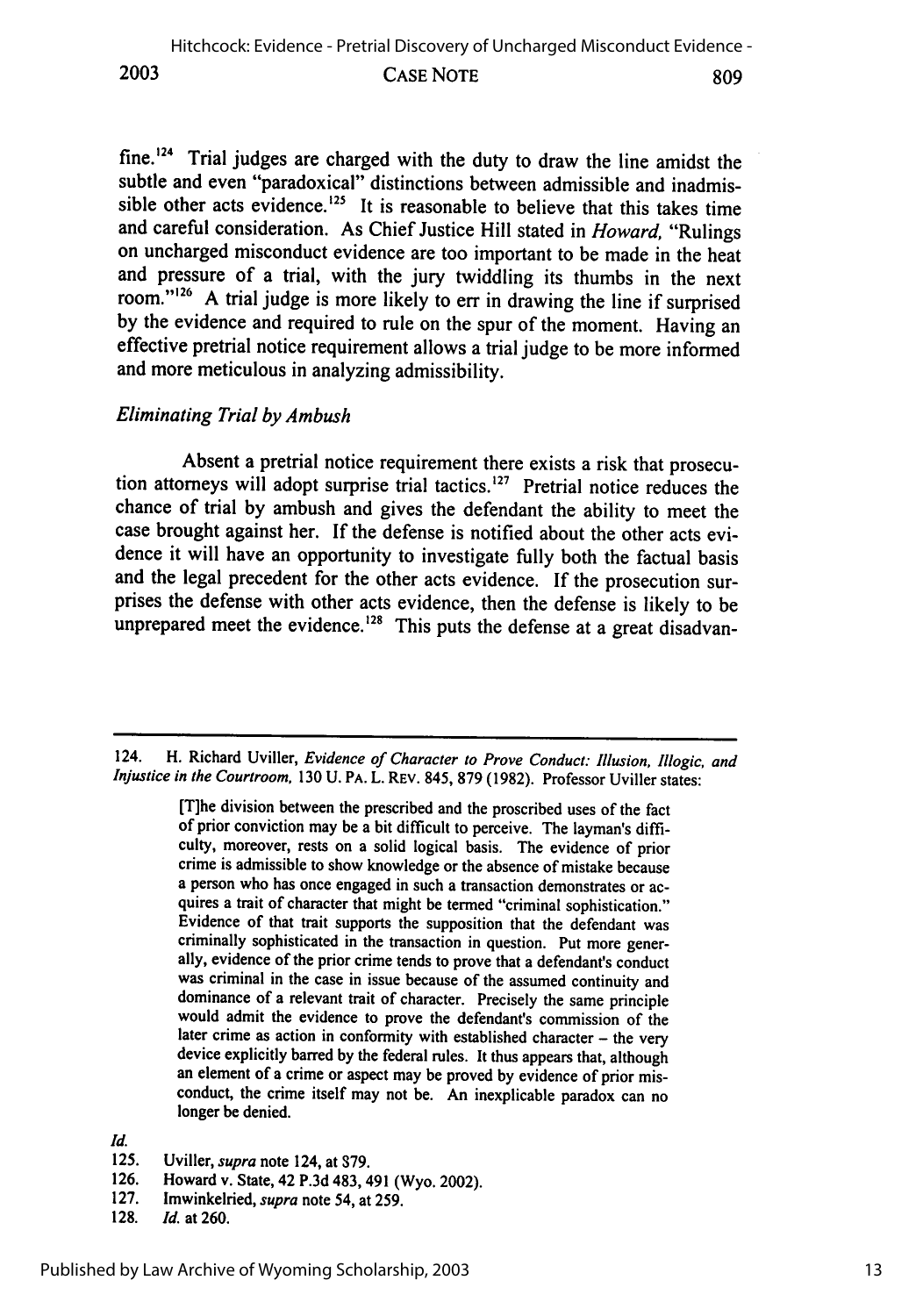fine.[124] Trial judges are charged with the duty to draw the line amidst the subtle and even "paradoxical" distinctions between admissible and inadmissible other acts evidence.[125] It is reasonable to believe that this takes time and careful consideration. As Chief Justice Hill stated in *Howard*, "Rulings on uncharged misconduct evidence are too important to be made in the heat and pressure of a trial, with the jury twiddling its thumbs in the next room."[126] A trial judge is more likely to err in drawing the line if surprised by the evidence and required to rule on the spur of the moment. Having an effective pretrial notice requirement allows a trial judge to be more informed and more meticulous in analyzing admissibility.

### *Eliminating Trial by Ambush*

Absent a pretrial notice requirement there exists a risk that prosecution attorneys will adopt surprise trial tactics.[127] Pretrial notice reduces the chance of trial by ambush and gives the defendant the ability to meet the case brought against her. If the defense is notified about the other acts evidence it will have an opportunity to investigate fully both the factual basis and the legal precedent for the other acts evidence. If the prosecution surprises the defense with other acts evidence, then the defense is likely to be unprepared meet the evidence.[128] This puts the defense at a great disadvan-

---

124. H. Richard Uviller, *Evidence of Character to Prove Conduct: Illusion, Illogic, and Injustice in the Courtroom*, 130 U. PA. L. REV. 845, 879 (1982). Professor Uviller states:

> [T]he division between the prescribed and the proscribed uses of the fact of prior conviction may be a bit difficult to perceive. The layman's difficulty, moreover, rests on a solid logical basis. The evidence of prior crime is admissible to show knowledge or the absence of mistake because a person who has once engaged in such a transaction demonstrates or acquires a trait of character that might be termed "criminal sophistication." Evidence of that trait supports the supposition that the defendant was criminally sophisticated in the transaction in question. Put more generally, evidence of the prior crime tends to prove that a defendant's conduct was criminal in the case in issue because of the assumed continuity and dominance of a relevant trait of character. Precisely the same principle would admit the evidence to prove the defendant's commission of the later crime as action in conformity with established character – the very device explicitly barred by the federal rules. It thus appears that, although an element of a crime or aspect may be proved by evidence of prior misconduct, the crime itself may not be. An inexplicable paradox can no longer be denied.

*Id.*

125. Uviller, *supra* note 124, at 879.

126. Howard v. State, 42 P.3d 483, 491 (Wyo. 2002).

127. Imwinkelried, *supra* note 54, at 259.

128. *Id.* at 260.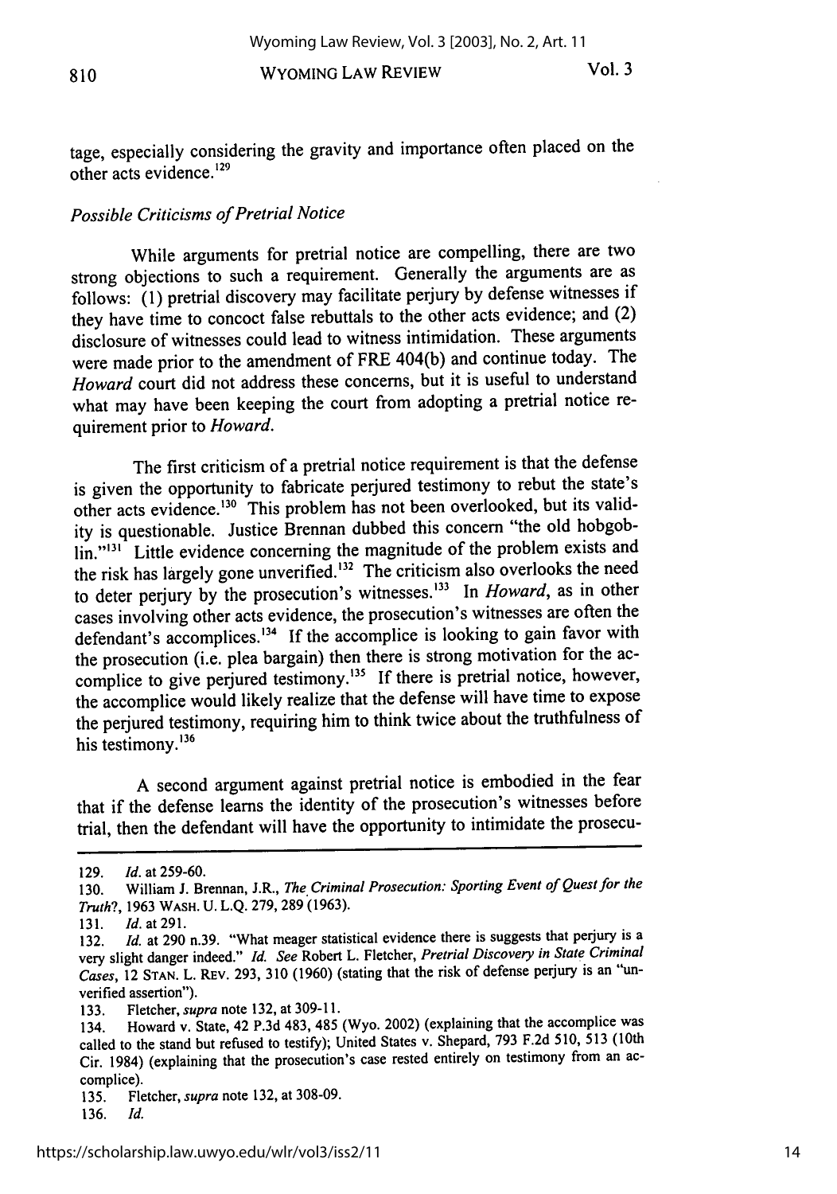tage, especially considering the gravity and importance often placed on the other acts evidence.[129]

*Possible Criticisms of Pretrial Notice*

While arguments for pretrial notice are compelling, there are two strong objections to such a requirement. Generally the arguments are as follows: (1) pretrial discovery may facilitate perjury by defense witnesses if they have time to concoct false rebuttals to the other acts evidence; and (2) disclosure of witnesses could lead to witness intimidation. These arguments were made prior to the amendment of FRE 404(b) and continue today. The *Howard* court did not address these concerns, but it is useful to understand what may have been keeping the court from adopting a pretrial notice requirement prior to *Howard*.

The first criticism of a pretrial notice requirement is that the defense is given the opportunity to fabricate perjured testimony to rebut the state's other acts evidence.[130] This problem has not been overlooked, but its validity is questionable. Justice Brennan dubbed this concern "the old hobgoblin."[131] Little evidence concerning the magnitude of the problem exists and the risk has largely gone unverified.[132] The criticism also overlooks the need to deter perjury by the prosecution's witnesses.[133] In *Howard*, as in other cases involving other acts evidence, the prosecution's witnesses are often the defendant's accomplices.[134] If the accomplice is looking to gain favor with the prosecution (i.e. plea bargain) then there is strong motivation for the accomplice to give perjured testimony.[135] If there is pretrial notice, however, the accomplice would likely realize that the defense will have time to expose the perjured testimony, requiring him to think twice about the truthfulness of his testimony.[136]

A second argument against pretrial notice is embodied in the fear that if the defense learns the identity of the prosecution's witnesses before trial, then the defendant will have the opportunity to intimidate the prosecu-

---

129. *Id.* at 259-60.
130. William J. Brennan, J.R., *The Criminal Prosecution: Sporting Event of Quest for the Truth?*, 1963 WASH. U. L.Q. 279, 289 (1963).
131. *Id.* at 291.
132. *Id.* at 290 n.39. "What meager statistical evidence there is suggests that perjury is a very slight danger indeed." *Id. See* Robert L. Fletcher, *Pretrial Discovery in State Criminal Cases*, 12 STAN. L. REV. 293, 310 (1960) (stating that the risk of defense perjury is an "unverified assertion").
133. Fletcher, *supra* note 132, at 309-11.
134. Howard v. State, 42 P.3d 483, 485 (Wyo. 2002) (explaining that the accomplice was called to the stand but refused to testify); United States v. Shepard, 793 F.2d 510, 513 (10th Cir. 1984) (explaining that the prosecution's case rested entirely on testimony from an accomplice).
135. Fletcher, *supra* note 132, at 308-09.
136. *Id.*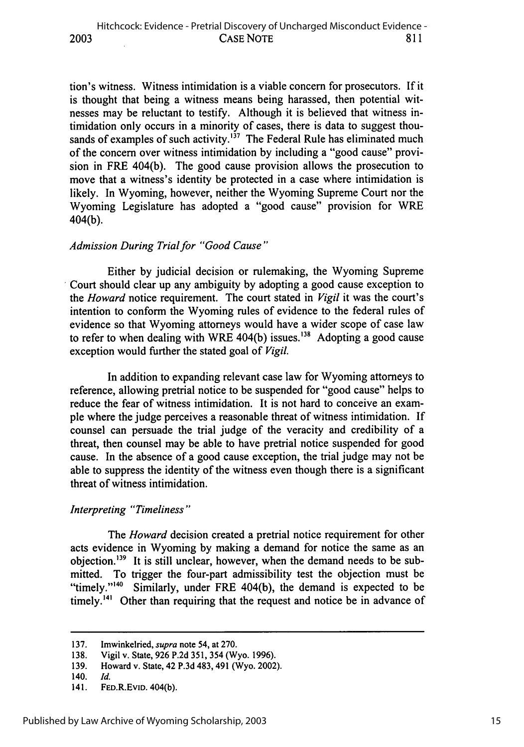tion's witness. Witness intimidation is a viable concern for prosecutors. If it is thought that being a witness means being harassed, then potential witnesses may be reluctant to testify. Although it is believed that witness intimidation only occurs in a minority of cases, there is data to suggest thousands of examples of such activity.[137] The Federal Rule has eliminated much of the concern over witness intimidation by including a "good cause" provision in FRE 404(b). The good cause provision allows the prosecution to move that a witness's identity be protected in a case where intimidation is likely. In Wyoming, however, neither the Wyoming Supreme Court nor the Wyoming Legislature has adopted a "good cause" provision for WRE 404(b).

### *Admission During Trial for "Good Cause"*

Either by judicial decision or rulemaking, the Wyoming Supreme Court should clear up any ambiguity by adopting a good cause exception to the *Howard* notice requirement. The court stated in *Vigil* it was the court's intention to conform the Wyoming rules of evidence to the federal rules of evidence so that Wyoming attorneys would have a wider scope of case law to refer to when dealing with WRE 404(b) issues.[138] Adopting a good cause exception would further the stated goal of *Vigil.*

In addition to expanding relevant case law for Wyoming attorneys to reference, allowing pretrial notice to be suspended for "good cause" helps to reduce the fear of witness intimidation. It is not hard to conceive an example where the judge perceives a reasonable threat of witness intimidation. If counsel can persuade the trial judge of the veracity and credibility of a threat, then counsel may be able to have pretrial notice suspended for good cause. In the absence of a good cause exception, the trial judge may not be able to suppress the identity of the witness even though there is a significant threat of witness intimidation.

### *Interpreting "Timeliness"*

The *Howard* decision created a pretrial notice requirement for other acts evidence in Wyoming by making a demand for notice the same as an objection.[139] It is still unclear, however, when the demand needs to be submitted. To trigger the four-part admissibility test the objection must be "timely."[140] Similarly, under FRE 404(b), the demand is expected to be timely.[141] Other than requiring that the request and notice be in advance of

---

137. Imwinkelried, *supra* note 54, at 270.

138. Vigil v. State, 926 P.2d 351, 354 (Wyo. 1996).

139. Howard v. State, 42 P.3d 483, 491 (Wyo. 2002).

140. *Id.*

141. FED.R.EVID. 404(b).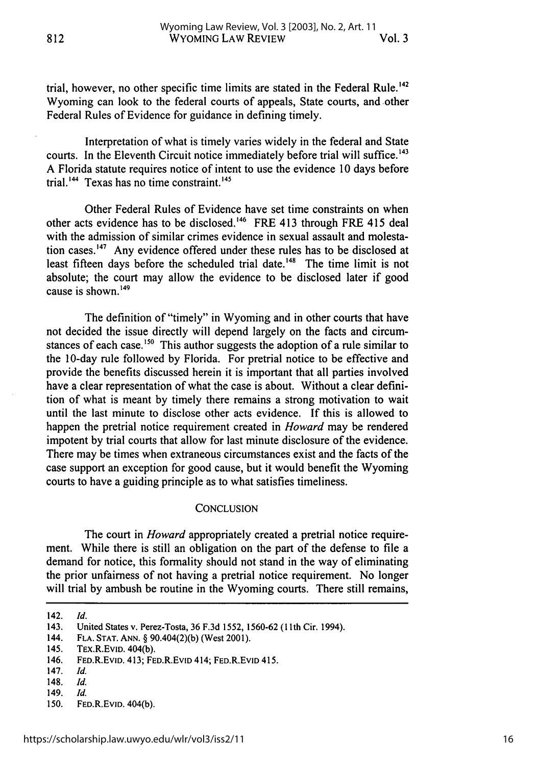trial, however, no other specific time limits are stated in the Federal Rule.[142] Wyoming can look to the federal courts of appeals, State courts, and other Federal Rules of Evidence for guidance in defining timely.

Interpretation of what is timely varies widely in the federal and State courts. In the Eleventh Circuit notice immediately before trial will suffice.[143] A Florida statute requires notice of intent to use the evidence 10 days before trial.[144] Texas has no time constraint.[145]

Other Federal Rules of Evidence have set time constraints on when other acts evidence has to be disclosed.[146] FRE 413 through FRE 415 deal with the admission of similar crimes evidence in sexual assault and molestation cases.[147] Any evidence offered under these rules has to be disclosed at least fifteen days before the scheduled trial date.[148] The time limit is not absolute; the court may allow the evidence to be disclosed later if good cause is shown.[149]

The definition of "timely" in Wyoming and in other courts that have not decided the issue directly will depend largely on the facts and circumstances of each case.[150] This author suggests the adoption of a rule similar to the 10-day rule followed by Florida. For pretrial notice to be effective and provide the benefits discussed herein it is important that all parties involved have a clear representation of what the case is about. Without a clear definition of what is meant by timely there remains a strong motivation to wait until the last minute to disclose other acts evidence. If this is allowed to happen the pretrial notice requirement created in *Howard* may be rendered impotent by trial courts that allow for last minute disclosure of the evidence. There may be times when extraneous circumstances exist and the facts of the case support an exception for good cause, but it would benefit the Wyoming courts to have a guiding principle as to what satisfies timeliness.

## CONCLUSION

The court in *Howard* appropriately created a pretrial notice requirement. While there is still an obligation on the part of the defense to file a demand for notice, this formality should not stand in the way of eliminating the prior unfairness of not having a pretrial notice requirement. No longer will trial by ambush be routine in the Wyoming courts. There still remains,

---

142. *Id.*
143. United States v. Perez-Tosta, 36 F.3d 1552, 1560-62 (11th Cir. 1994).
144. FLA. STAT. ANN. § 90.404(2)(b) (West 2001).
145. TEX.R.EVID. 404(b).
146. FED.R.EVID. 413; FED.R.EVID 414; FED.R.EVID 415.
147. *Id.*
148. *Id.*
149. *Id.*
150. FED.R.EVID. 404(b).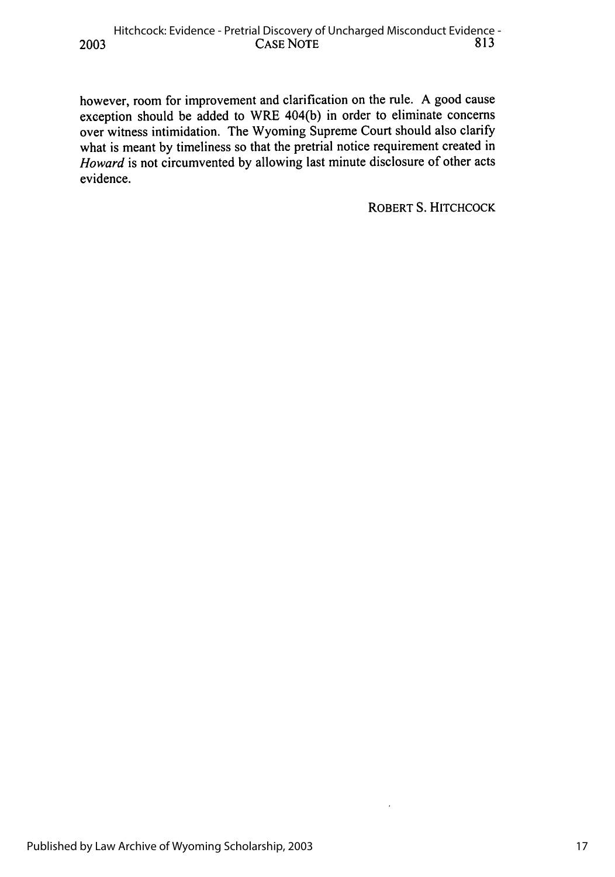however, room for improvement and clarification on the rule. A good cause exception should be added to WRE 404(b) in order to eliminate concerns over witness intimidation. The Wyoming Supreme Court should also clarify what is meant by timeliness so that the pretrial notice requirement created in *Howard* is not circumvented by allowing last minute disclosure of other acts evidence.

ROBERT S. HITCHCOCK